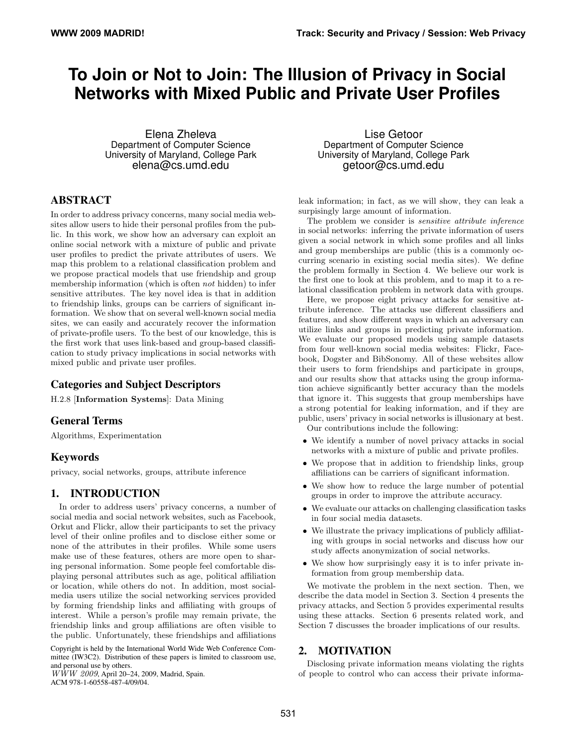# To Join or Not to Join: The Illusion of Privacy in Social Networks with Mixed Public and Private User Profiles

Elena Zheleva
Department of Computer Science
University of Maryland, College Park
elena@cs.umd.edu

Lise Getoor
Department of Computer Science
University of Maryland, College Park
getoor@cs.umd.edu

## ABSTRACT

In order to address privacy concerns, many social media websites allow users to hide their personal profiles from the public. In this work, we show how an adversary can exploit an online social network with a mixture of public and private user profiles to predict the private attributes of users. We map this problem to a relational classification problem and we propose practical models that use friendship and group membership information (which is often *not* hidden) to infer sensitive attributes. The key novel idea is that in addition to friendship links, groups can be carriers of significant information. We show that on several well-known social media sites, we can easily and accurately recover the information of private-profile users. To the best of our knowledge, this is the first work that uses link-based and group-based classification to study privacy implications in social networks with mixed public and private user profiles.

### Categories and Subject Descriptors

H.2.8 [**Information Systems**]: Data Mining

### General Terms

Algorithms, Experimentation

### Keywords

privacy, social networks, groups, attribute inference

## 1. INTRODUCTION

In order to address users' privacy concerns, a number of social media and social network websites, such as Facebook, Orkut and Flickr, allow their participants to set the privacy level of their online profiles and to disclose either some or none of the attributes in their profiles. While some users make use of these features, others are more open to sharing personal information. Some people feel comfortable displaying personal attributes such as age, political affiliation or location, while others do not. In addition, most social-media users utilize the social networking services provided by forming friendship links and affiliating with groups of interest. While a person's profile may remain private, the friendship links and group affiliations are often visible to the public. Unfortunately, these friendships and affiliations leak information; in fact, as we will show, they can leak a surpisingly large amount of information.

The problem we consider is *sensitive attribute inference* in social networks: inferring the private information of users given a social network in which some profiles and all links and group memberships are public (this is a commonly occurring scenario in existing social media sites). We define the problem formally in Section 4. We believe our work is the first one to look at this problem, and to map it to a relational classification problem in network data with groups.

Here, we propose eight privacy attacks for sensitive attribute inference. The attacks use different classifiers and features, and show different ways in which an adversary can utilize links and groups in predicting private information. We evaluate our proposed models using sample datasets from four well-known social media websites: Flickr, Facebook, Dogster and BibSonomy. All of these websites allow their users to form friendships and participate in groups, and our results show that attacks using the group information achieve significantly better accuracy than the models that ignore it. This suggests that group memberships have a strong potential for leaking information, and if they are public, users' privacy in social networks is illusionary at best.

Our contributions include the following:

- We identify a number of novel privacy attacks in social networks with a mixture of public and private profiles.
- We propose that in addition to friendship links, group affiliations can be carriers of significant information.
- We show how to reduce the large number of potential groups in order to improve the attribute accuracy.
- We evaluate our attacks on challenging classification tasks in four social media datasets.
- We illustrate the privacy implications of publicly affiliating with groups in social networks and discuss how our study affects anonymization of social networks.
- We show how surprisingly easy it is to infer private information from group membership data.

We motivate the problem in the next section. Then, we describe the data model in Section 3. Section 4 presents the privacy attacks, and Section 5 provides experimental results using these attacks. Section 6 presents related work, and Section 7 discusses the broader implications of our results.

## 2. MOTIVATION

Disclosing private information means violating the rights of people to control who can access their private informa-

Copyright is held by the International World Wide Web Conference Committee (IW3C2). Distribution of these papers is limited to classroom use, and personal use by others.
*WWW 2009*, April 20–24, 2009, Madrid, Spain.
ACM 978-1-60558-487-4/09/04.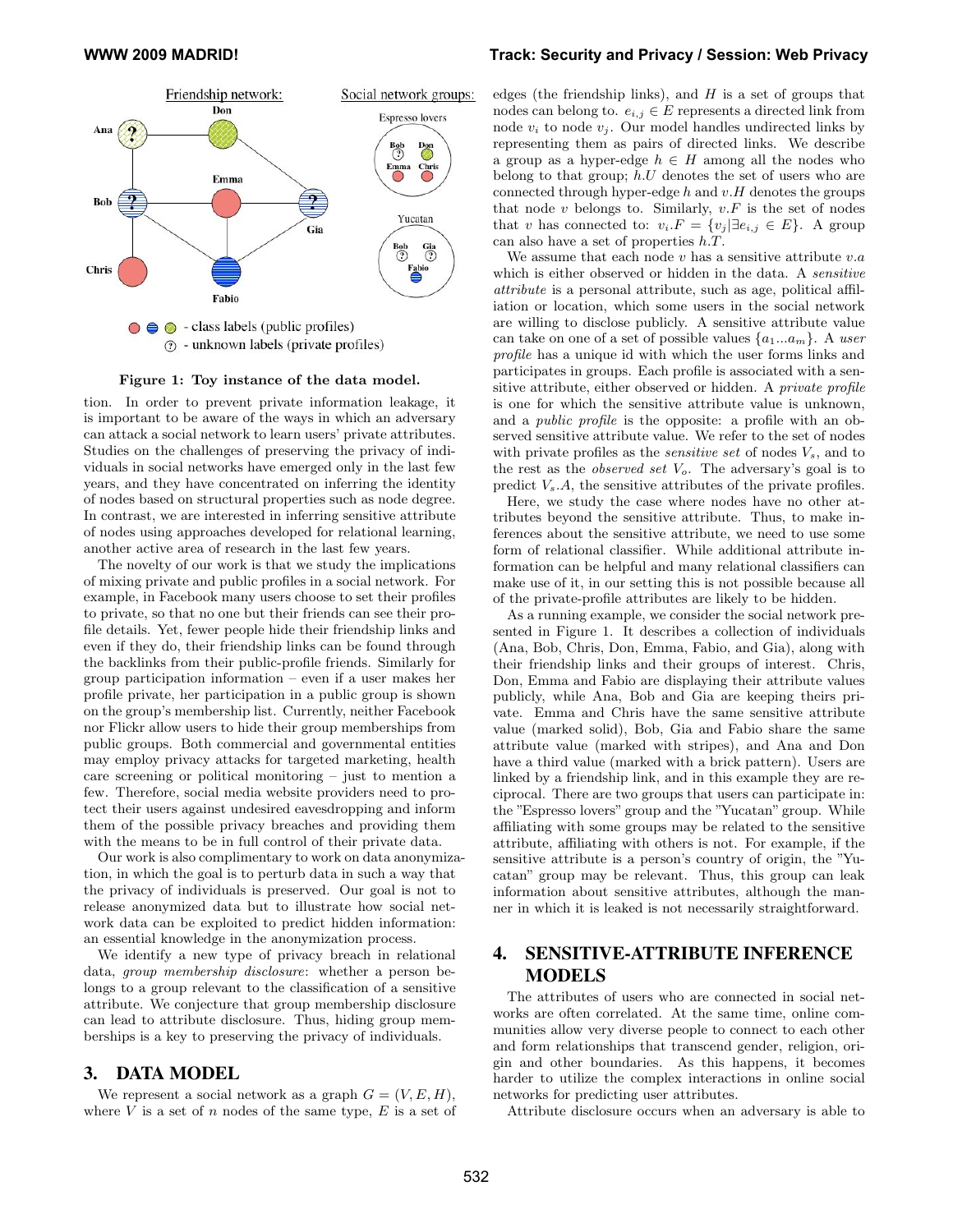Friendship network:

Don

Ana

Emma

Bob

Gia

Chris

Fabio

Social network groups:

Espresso lovers

Bob Don

Emma Chris

Yucatan

Bob Gia

Fabio

- class labels (public profiles)

- unknown labels (private profiles)

**Figure 1: Toy instance of the data model.**

tion. In order to prevent private information leakage, it is important to be aware of the ways in which an adversary can attack a social network to learn users' private attributes. Studies on the challenges of preserving the privacy of individuals in social networks have emerged only in the last few years, and they have concentrated on inferring the identity of nodes based on structural properties such as node degree. In contrast, we are interested in inferring sensitive attribute of nodes using approaches developed for relational learning, another active area of research in the last few years.

The novelty of our work is that we study the implications of mixing private and public profiles in a social network. For example, in Facebook many users choose to set their profiles to private, so that no one but their friends can see their profile details. Yet, fewer people hide their friendship links and even if they do, their friendship links can be found through the backlinks from their public-profile friends. Similarly for group participation information – even if a user makes her profile private, her participation in a public group is shown on the group's membership list. Currently, neither Facebook nor Flickr allow users to hide their group memberships from public groups. Both commercial and governmental entities may employ privacy attacks for targeted marketing, health care screening or political monitoring – just to mention a few. Therefore, social media website providers need to protect their users against undesired eavesdropping and inform them of the possible privacy breaches and providing them with the means to be in full control of their private data.

Our work is also complimentary to work on data anonymization, in which the goal is to perturb data in such a way that the privacy of individuals is preserved. Our goal is not to release anonymized data but to illustrate how social network data can be exploited to predict hidden information: an essential knowledge in the anonymization process.

We identify a new type of privacy breach in relational data, *group membership disclosure*: whether a person belongs to a group relevant to the classification of a sensitive attribute. We conjecture that group membership disclosure can lead to attribute disclosure. Thus, hiding group memberships is a key to preserving the privacy of individuals.

## 3. DATA MODEL

We represent a social network as a graph $G = (V, E, H)$, where $V$ is a set of $n$ nodes of the same type, $E$ is a set of edges (the friendship links), and $H$ is a set of groups that nodes can belong to. $e_{i,j} \in E$ represents a directed link from node $v_i$ to node $v_j$. Our model handles undirected links by representing them as pairs of directed links. We describe a group as a hyper-edge $h \in H$ among all the nodes who belong to that group; $h.U$ denotes the set of users who are connected through hyper-edge $h$ and $v.H$ denotes the groups that node $v$ belongs to. Similarly, $v.F$ is the set of nodes that $v$ has connected to: $v_i.F = \{v_j | \exists e_{i,j} \in E\}$. A group can also have a set of properties $h.T$.

We assume that each node $v$ has a sensitive attribute $v.a$ which is either observed or hidden in the data. A *sensitive attribute* is a personal attribute, such as age, political affiliation or location, which some users in the social network are willing to disclose publicly. A sensitive attribute value can take on one of a set of possible values $\{a_1 ... a_m\}$. A *user profile* has a unique id with which the user forms links and participates in groups. Each profile is associated with a sensitive attribute, either observed or hidden. A *private profile* is one for which the sensitive attribute value is unknown, and a *public profile* is the opposite: a profile with an observed sensitive attribute value. We refer to the set of nodes with private profiles as the *sensitive set* of nodes $V_s$, and to the rest as the *observed set* $V_o$. The adversary's goal is to predict $V_s.A$, the sensitive attributes of the private profiles.

Here, we study the case where nodes have no other attributes beyond the sensitive attribute. Thus, to make inferences about the sensitive attribute, we need to use some form of relational classifier. While additional attribute information can be helpful and many relational classifiers can make use of it, in our setting this is not possible because all of the private-profile attributes are likely to be hidden.

As a running example, we consider the social network presented in Figure 1. It describes a collection of individuals (Ana, Bob, Chris, Don, Emma, Fabio, and Gia), along with their friendship links and their groups of interest. Chris, Don, Emma and Fabio are displaying their attribute values publicly, while Ana, Bob and Gia are keeping theirs private. Emma and Chris have the same sensitive attribute value (marked solid), Bob, Gia and Fabio share the same attribute value (marked with stripes), and Ana and Don have a third value (marked with a brick pattern). Users are linked by a friendship link, and in this example they are reciprocal. There are two groups that users can participate in: the "Espresso lovers" group and the "Yucatan" group. While affiliating with some groups may be related to the sensitive attribute, affiliating with others is not. For example, if the sensitive attribute is a person's country of origin, the "Yucatan" group may be relevant. Thus, this group can leak information about sensitive attributes, although the manner in which it is leaked is not necessarily straightforward.

## 4. SENSITIVE-ATTRIBUTE INFERENCE MODELS

The attributes of users who are connected in social networks are often correlated. At the same time, online communities allow very diverse people to connect to each other and form relationships that transcend gender, religion, origin and other boundaries. As this happens, it becomes harder to utilize the complex interactions in online social networks for predicting user attributes.

Attribute disclosure occurs when an adversary is able to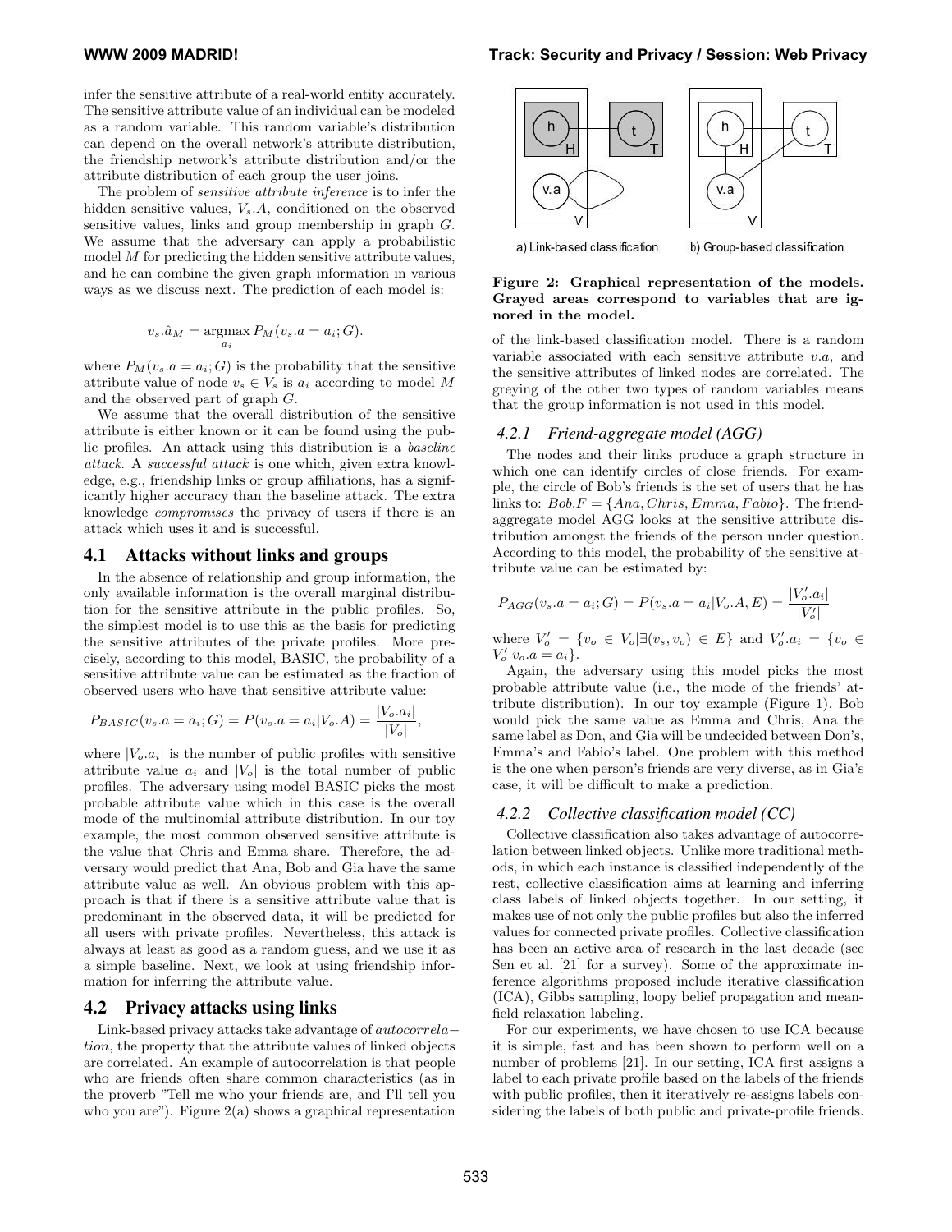infer the sensitive attribute of a real-world entity accurately. The sensitive attribute value of an individual can be modeled as a random variable. This random variable's distribution can depend on the overall network's attribute distribution, the friendship network's attribute distribution and/or the attribute distribution of each group the user joins.

The problem of *sensitive attribute inference* is to infer the hidden sensitive values, $V_s.A$, conditioned on the observed sensitive values, links and group membership in graph $G$. We assume that the adversary can apply a probabilistic model $M$ for predicting the hidden sensitive attribute values, and he can combine the given graph information in various ways as we discuss next. The prediction of each model is:

$$v_s.\hat{a}_M = \underset{a_i}{\operatorname{argmax}}\, P_M(v_s.a = a_i; G).$$

where $P_M(v_s.a = a_i; G)$ is the probability that the sensitive attribute value of node $v_s \in V_s$ is $a_i$ according to model $M$ and the observed part of graph $G$.

We assume that the overall distribution of the sensitive attribute is either known or it can be found using the public profiles. An attack using this distribution is a *baseline attack*. A *successful attack* is one which, given extra knowledge, e.g., friendship links or group affiliations, has a significantly higher accuracy than the baseline attack. The extra knowledge *compromises* the privacy of users if there is an attack which uses it and is successful.

## 4.1 Attacks without links and groups

In the absence of relationship and group information, the only available information is the overall marginal distribution for the sensitive attribute in the public profiles. So, the simplest model is to use this as the basis for predicting the sensitive attributes of the private profiles. More precisely, according to this model, BASIC, the probability of a sensitive attribute value can be estimated as the fraction of observed users who have that sensitive attribute value:

$$P_{BASIC}(v_s.a = a_i; G) = P(v_s.a = a_i | V_o.A) = \frac{|V_o.a_i|}{|V_o|},$$

where $|V_o.a_i|$ is the number of public profiles with sensitive attribute value $a_i$ and $|V_o|$ is the total number of public profiles. The adversary using model BASIC picks the most probable attribute value which in this case is the overall mode of the multinomial attribute distribution. In our toy example, the most common observed sensitive attribute is the value that Chris and Emma share. Therefore, the adversary would predict that Ana, Bob and Gia have the same attribute value as well. An obvious problem with this approach is that if there is a sensitive attribute value that is predominant in the observed data, it will be predicted for all users with private profiles. Nevertheless, this attack is always at least as good as a random guess, and we use it as a simple baseline. Next, we look at using friendship information for inferring the attribute value.

## 4.2 Privacy attacks using links

Link-based privacy attacks take advantage of *autocorrelation*, the property that the attribute values of linked objects are correlated. An example of autocorrelation is that people who are friends often share common characteristics (as in the proverb "Tell me who your friends are, and I'll tell you who you are"). Figure 2(a) shows a graphical representation of the link-based classification model. There is a random variable associated with each sensitive attribute $v.a$, and the sensitive attributes of linked nodes are correlated. The greying of the other two types of random variables means that the group information is not used in this model.

**Figure 2: Graphical representation of the models. Grayed areas correspond to variables that are ignored in the model.** (a) Link-based classification; b) Group-based classification)

### 4.2.1 Friend-aggregate model (AGG)

The nodes and their links produce a graph structure in which one can identify circles of close friends. For example, the circle of Bob's friends is the set of users that he has links to: $Bob.F = \{Ana, Chris, Emma, Fabio\}$. The friend-aggregate model AGG looks at the sensitive attribute distribution amongst the friends of the person under question. According to this model, the probability of the sensitive attribute value can be estimated by:

$$P_{AGG}(v_s.a = a_i; G) = P(v_s.a = a_i | V_o.A, E) = \frac{|V'_o.a_i|}{|V'_o|}$$

where $V'_o = \{v_o \in V_o | \exists (v_s, v_o) \in E\}$ and $V'_o.a_i = \{v_o \in V'_o | v_o.a = a_i\}$.

Again, the adversary using this model picks the most probable attribute value (i.e., the mode of the friends' attribute distribution). In our toy example (Figure 1), Bob would pick the same value as Emma and Chris, Ana the same label as Don, and Gia will be undecided between Don's, Emma's and Fabio's label. One problem with this method is the one when person's friends are very diverse, as in Gia's case, it will be difficult to make a prediction.

### 4.2.2 Collective classification model (CC)

Collective classification also takes advantage of autocorrelation between linked objects. Unlike more traditional methods, in which each instance is classified independently of the rest, collective classification aims at learning and inferring class labels of linked objects together. In our setting, it makes use of not only the public profiles but also the inferred values for connected private profiles. Collective classification has been an active area of research in the last decade (see Sen et al. [21] for a survey). Some of the approximate inference algorithms proposed include iterative classification (ICA), Gibbs sampling, loopy belief propagation and mean-field relaxation labeling.

For our experiments, we have chosen to use ICA because it is simple, fast and has been shown to perform well on a number of problems [21]. In our setting, ICA first assigns a label to each private profile based on the labels of the friends with public profiles, then it iteratively re-assigns labels considering the labels of both public and private-profile friends.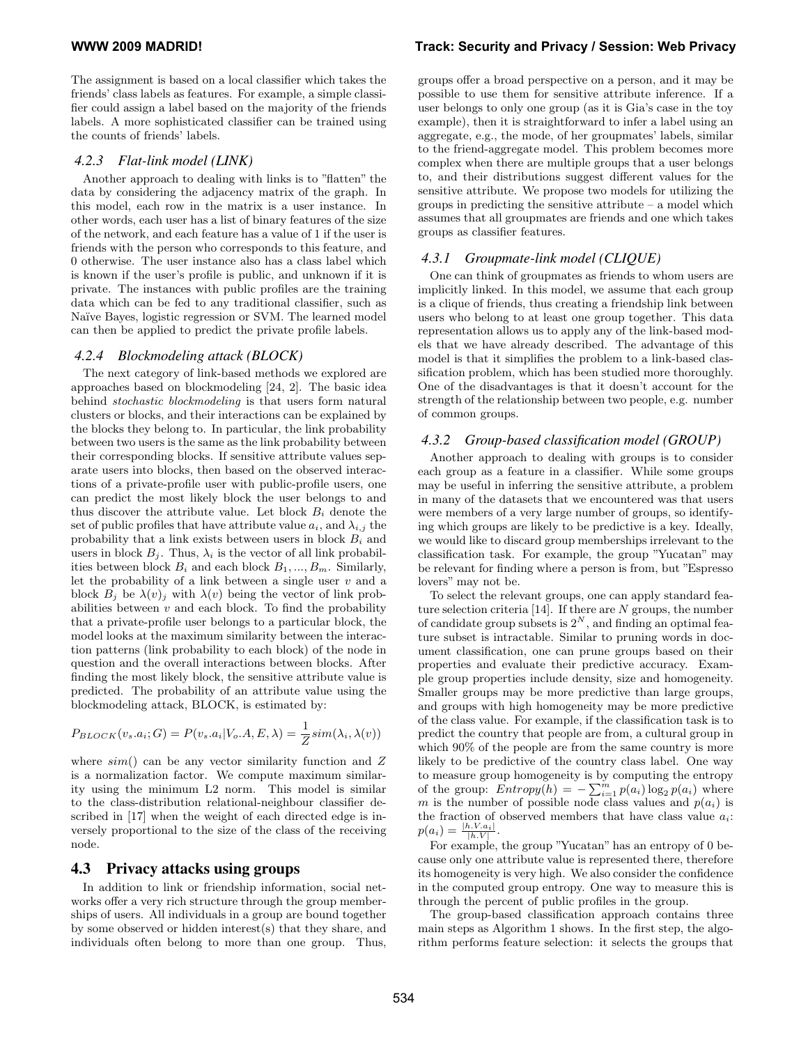The assignment is based on a local classifier which takes the friends' class labels as features. For example, a simple classifier could assign a label based on the majority of the friends labels. A more sophisticated classifier can be trained using the counts of friends' labels.

#### *4.2.3 Flat-link model (LINK)*

Another approach to dealing with links is to "flatten" the data by considering the adjacency matrix of the graph. In this model, each row in the matrix is a user instance. In other words, each user has a list of binary features of the size of the network, and each feature has a value of 1 if the user is friends with the person who corresponds to this feature, and 0 otherwise. The user instance also has a class label which is known if the user's profile is public, and unknown if it is private. The instances with public profiles are the training data which can be fed to any traditional classifier, such as Naïve Bayes, logistic regression or SVM. The learned model can then be applied to predict the private profile labels.

#### *4.2.4 Blockmodeling attack (BLOCK)*

The next category of link-based methods we explored are approaches based on blockmodeling [24, 2]. The basic idea behind *stochastic blockmodeling* is that users form natural clusters or blocks, and their interactions can be explained by the blocks they belong to. In particular, the link probability between two users is the same as the link probability between their corresponding blocks. If sensitive attribute values separate users into blocks, then based on the observed interactions of a private-profile user with public-profile users, one can predict the most likely block the user belongs to and thus discover the attribute value. Let block $B_i$ denote the set of public profiles that have attribute value $a_i$, and $\lambda_{i,j}$ the probability that a link exists between users in block $B_i$ and users in block $B_j$. Thus, $\lambda_i$ is the vector of all link probabilities between block $B_i$ and each block $B_1, ..., B_m$. Similarly, let the probability of a link between a single user $v$ and a block $B_j$ be $\lambda(v)_j$ with $\lambda(v)$ being the vector of link probabilities between $v$ and each block. To find the probability that a private-profile user belongs to a particular block, the model looks at the maximum similarity between the interaction patterns (link probability to each block) of the node in question and the overall interactions between blocks. After finding the most likely block, the sensitive attribute value is predicted. The probability of an attribute value using the blockmodeling attack, BLOCK, is estimated by:

$$P_{BLOCK}(v_s.a_i; G) = P(v_s.a_i | V_o.A, E, \lambda) = \frac{1}{Z} sim(\lambda_i, \lambda(v))$$

where $sim()$ can be any vector similarity function and $Z$ is a normalization factor. We compute maximum similarity using the minimum L2 norm. This model is similar to the class-distribution relational-neighbour classifier described in [17] when the weight of each directed edge is inversely proportional to the size of the class of the receiving node.

### 4.3 Privacy attacks using groups

In addition to link or friendship information, social networks offer a very rich structure through the group memberships of users. All individuals in a group are bound together by some observed or hidden interest(s) that they share, and individuals often belong to more than one group. Thus, groups offer a broad perspective on a person, and it may be possible to use them for sensitive attribute inference. If a user belongs to only one group (as it is Gia's case in the toy example), then it is straightforward to infer a label using an aggregate, e.g., the mode, of her groupmates' labels, similar to the friend-aggregate model. This problem becomes more complex when there are multiple groups that a user belongs to, and their distributions suggest different values for the sensitive attribute. We propose two models for utilizing the groups in predicting the sensitive attribute – a model which assumes that all groupmates are friends and one which takes groups as classifier features.

#### *4.3.1 Groupmate-link model (CLIQUE)*

One can think of groupmates as friends to whom users are implicitly linked. In this model, we assume that each group is a clique of friends, thus creating a friendship link between users who belong to at least one group together. This data representation allows us to apply any of the link-based models that we have already described. The advantage of this model is that it simplifies the problem to a link-based classification problem, which has been studied more thoroughly. One of the disadvantages is that it doesn't account for the strength of the relationship between two people, e.g. number of common groups.

#### *4.3.2 Group-based classification model (GROUP)*

Another approach to dealing with groups is to consider each group as a feature in a classifier. While some groups may be useful in inferring the sensitive attribute, a problem in many of the datasets that we encountered was that users were members of a very large number of groups, so identifying which groups are likely to be predictive is a key. Ideally, we would like to discard group memberships irrelevant to the classification task. For example, the group "Yucatan" may be relevant for finding where a person is from, but "Espresso lovers" may not be.

To select the relevant groups, one can apply standard feature selection criteria [14]. If there are $N$ groups, the number of candidate group subsets is $2^N$, and finding an optimal feature subset is intractable. Similar to pruning words in document classification, one can prune groups based on their properties and evaluate their predictive accuracy. Example group properties include density, size and homogeneity. Smaller groups may be more predictive than large groups, and groups with high homogeneity may be more predictive of the class value. For example, if the classification task is to predict the country that people are from, a cultural group in which 90% of the people are from the same country is more likely to be predictive of the country class label. One way to measure group homogeneity is by computing the entropy of the group: $Entropy(h) = -\sum_{i=1}^{m} p(a_i) \log_2 p(a_i)$ where $m$ is the number of possible node class values and $p(a_i)$ is the fraction of observed members that have class value $a_i$: $p(a_i) = \frac{|h.V.a_i|}{|h.V|}$.

For example, the group "Yucatan" has an entropy of 0 because only one attribute value is represented there, therefore its homogeneity is very high. We also consider the confidence in the computed group entropy. One way to measure this is through the percent of public profiles in the group.

The group-based classification approach contains three main steps as Algorithm 1 shows. In the first step, the algorithm performs feature selection: it selects the groups that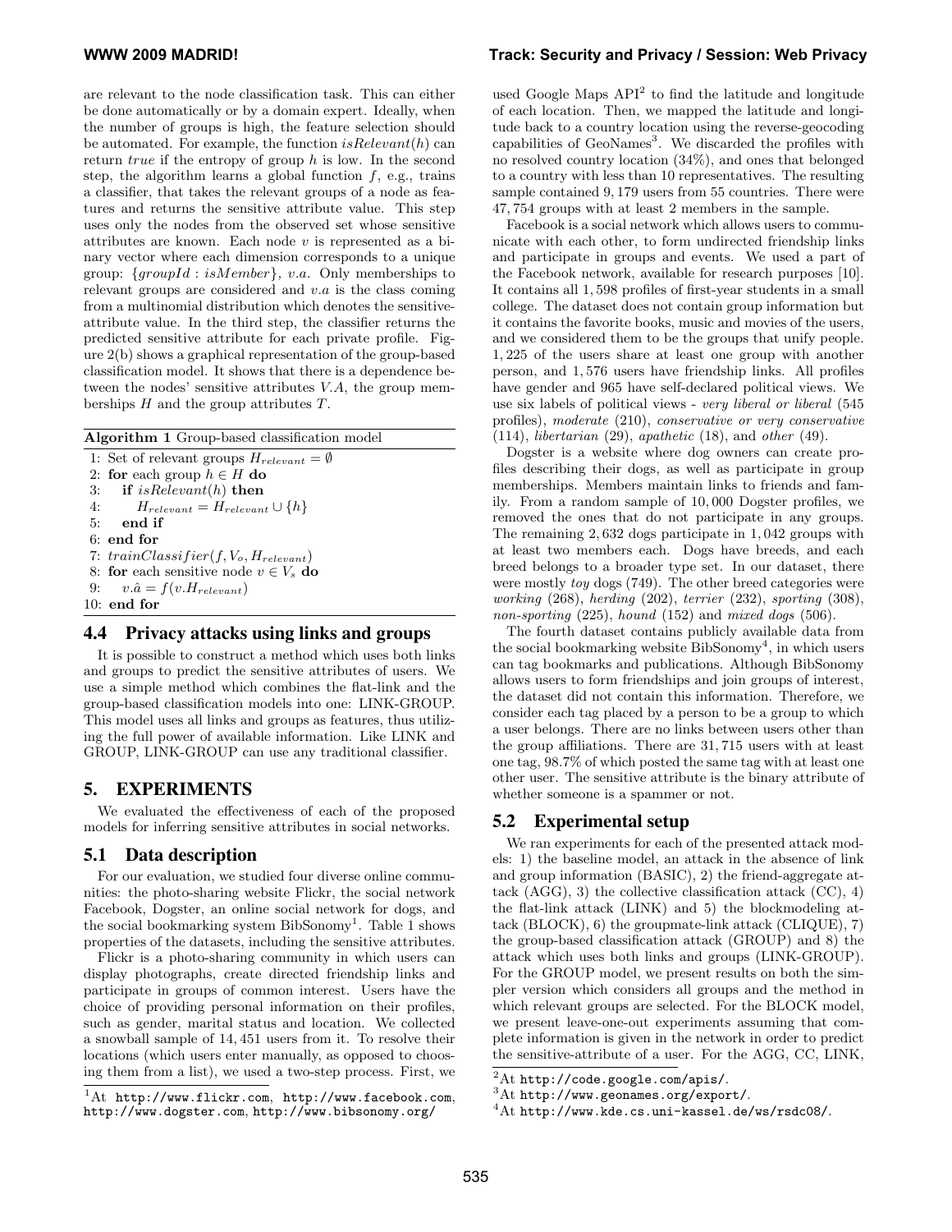are relevant to the node classification task. This can either be done automatically or by a domain expert. Ideally, when the number of groups is high, the feature selection should be automated. For example, the function $isRelevant(h)$ can return *true* if the entropy of group $h$ is low. In the second step, the algorithm learns a global function $f$, e.g., trains a classifier, that takes the relevant groups of a node as features and returns the sensitive attribute value. This step uses only the nodes from the observed set whose sensitive attributes are known. Each node $v$ is represented as a binary vector where each dimension corresponds to a unique group: $\{groupId : isMember\}$, $v.a$. Only memberships to relevant groups are considered and $v.a$ is the class coming from a multinomial distribution which denotes the sensitive-attribute value. In the third step, the classifier returns the predicted sensitive attribute for each private profile. Figure 2(b) shows a graphical representation of the group-based classification model. It shows that there is a dependence between the nodes' sensitive attributes $V.A$, the group memberships $H$ and the group attributes $T$.

**Algorithm 1** Group-based classification model

```
1: Set of relevant groups H_relevant = ∅
2: for each group h ∈ H do
3:    if isRelevant(h) then
4:       H_relevant = H_relevant ∪ {h}
5:    end if
6: end for
7: trainClassifier(f, V_o, H_relevant)
8: for each sensitive node v ∈ V_s do
9:    v.â = f(v.H_relevant)
10: end for
```

## 4.4 Privacy attacks using links and groups

It is possible to construct a method which uses both links and groups to predict the sensitive attributes of users. We use a simple method which combines the flat-link and the group-based classification models into one: LINK-GROUP. This model uses all links and groups as features, thus utilizing the full power of available information. Like LINK and GROUP, LINK-GROUP can use any traditional classifier.

# 5. EXPERIMENTS

We evaluated the effectiveness of each of the proposed models for inferring sensitive attributes in social networks.

## 5.1 Data description

For our evaluation, we studied four diverse online communities: the photo-sharing website Flickr, the social network Facebook, Dogster, an online social network for dogs, and the social bookmarking system BibSonomy[1]. Table 1 shows properties of the datasets, including the sensitive attributes.

Flickr is a photo-sharing community in which users can display photographs, create directed friendship links and participate in groups of common interest. Users have the choice of providing personal information on their profiles, such as gender, marital status and location. We collected a snowball sample of 14,451 users from it. To resolve their locations (which users enter manually, as opposed to choosing them from a list), we used a two-step process. First, we used Google Maps API[2] to find the latitude and longitude of each location. Then, we mapped the latitude and longitude back to a country location using the reverse-geocoding capabilities of GeoNames[3]. We discarded the profiles with no resolved country location (34%), and ones that belonged to a country with less than 10 representatives. The resulting sample contained 9,179 users from 55 countries. There were 47,754 groups with at least 2 members in the sample.

Facebook is a social network which allows users to communicate with each other, to form undirected friendship links and participate in groups and events. We used a part of the Facebook network, available for research purposes [10]. It contains all 1,598 profiles of first-year students in a small college. The dataset does not contain group information but it contains the favorite books, music and movies of the users, and we considered them to be the groups that unify people. 1,225 of the users share at least one group with another person, and 1,576 users have friendship links. All profiles have gender and 965 have self-declared political views. We use six labels of political views - *very liberal or liberal* (545 profiles), *moderate* (210), *conservative or very conservative* (114), *libertarian* (29), *apathetic* (18), and *other* (49).

Dogster is a website where dog owners can create profiles describing their dogs, as well as participate in group memberships. Members maintain links to friends and family. From a random sample of 10,000 Dogster profiles, we removed the ones that do not participate in any groups. The remaining 2,632 dogs participate in 1,042 groups with at least two members each. Dogs have breeds, and each breed belongs to a broader type set. In our dataset, there were mostly *toy* dogs (749). The other breed categories were *working* (268), *herding* (202), *terrier* (232), *sporting* (308), *non-sporting* (225), *hound* (152) and *mixed dogs* (506).

The fourth dataset contains publicly available data from the social bookmarking website BibSonomy[4], in which users can tag bookmarks and publications. Although BibSonomy allows users to form friendships and join groups of interest, the dataset did not contain this information. Therefore, we consider each tag placed by a person to be a group to which a user belongs. There are no links between users other than the group affiliations. There are 31,715 users with at least one tag, 98.7% of which posted the same tag with at least one other user. The sensitive attribute is the binary attribute of whether someone is a spammer or not.

## 5.2 Experimental setup

We ran experiments for each of the presented attack models: 1) the baseline model, an attack in the absence of link and group information (BASIC), 2) the friend-aggregate attack (AGG), 3) the collective classification attack (CC), 4) the flat-link attack (LINK) and 5) the blockmodeling attack (BLOCK), 6) the groupmate-link attack (CLIQUE), 7) the group-based classification attack (GROUP) and 8) the attack which uses both links and groups (LINK-GROUP). For the GROUP model, we present results on both the simpler version which considers all groups and the method in which relevant groups are selected. For the BLOCK model, we present leave-one-out experiments assuming that complete information is given in the network in order to predict the sensitive-attribute of a user. For the AGG, CC, LINK,

---

[1] At http://www.flickr.com, http://www.facebook.com, http://www.dogster.com, http://www.bibsonomy.org/

[2] At http://code.google.com/apis/.

[3] At http://www.geonames.org/export/.

[4] At http://www.kde.cs.uni-kassel.de/ws/rsdc08/.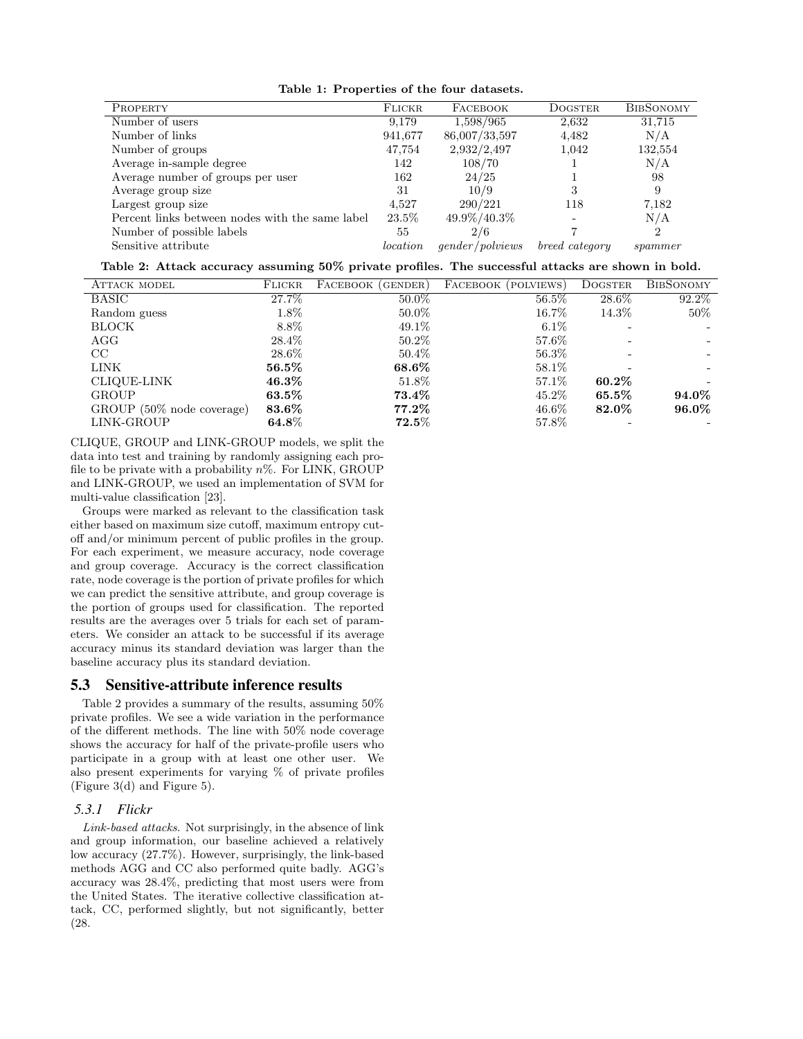Table 1: Properties of the four datasets.

| Property | Flickr | Facebook | Dogster | BibSonomy |
| --- | --- | --- | --- | --- |
| Number of users | 9,179 | 1,598/965 | 2,632 | 31,715 |
| Number of links | 941,677 | 86,007/33,597 | 4,482 | N/A |
| Number of groups | 47,754 | 2,932/2,497 | 1,042 | 132,554 |
| Average in-sample degree | 142 | 108/70 | 1 | N/A |
| Average number of groups per user | 162 | 24/25 | 1 | 98 |
| Average group size | 31 | 10/9 | 3 | 9 |
| Largest group size | 4,527 | 290/221 | 118 | 7,182 |
| Percent links between nodes with the same label | 23.5% | 49.9%/40.3% | - | N/A |
| Number of possible labels | 55 | 2/6 | 7 | 2 |
| Sensitive attribute | *location* | *gender/polviews* | *breed category* | *spammer* |

Table 2: Attack accuracy assuming 50% private profiles. The successful attacks are shown in bold.

| Attack model | Flickr | Facebook (gender) | Facebook (polviews) | Dogster | BibSonomy |
| --- | --- | --- | --- | --- | --- |
| BASIC | 27.7% | 50.0% | 56.5% | 28.6% | 92.2% |
| Random guess | 1.8% | 50.0% | 16.7% | 14.3% | 50% |
| BLOCK | 8.8% | 49.1% | 6.1% | - | - |
| AGG | 28.4% | 50.2% | 57.6% | - | - |
| CC | 28.6% | 50.4% | 56.3% | - | - |
| LINK | **56.5%** | **68.6%** | 58.1% | - | - |
| CLIQUE-LINK | **46.3%** | 51.8% | 57.1% | **60.2%** | - |
| GROUP | **63.5%** | **73.4%** | 45.2% | **65.5%** | **94.0%** |
| GROUP (50% node coverage) | **83.6%** | **77.2%** | 46.6% | **82.0%** | **96.0%** |
| LINK-GROUP | **64.8%** | **72.5%** | 57.8% | - | - |

CLIQUE, GROUP and LINK-GROUP models, we split the data into test and training by randomly assigning each profile to be private with a probability $n$%. For LINK, GROUP and LINK-GROUP, we used an implementation of SVM for multi-value classification [23].

Groups were marked as relevant to the classification task either based on maximum size cutoff, maximum entropy cutoff and/or minimum percent of public profiles in the group. For each experiment, we measure accuracy, node coverage and group coverage. Accuracy is the correct classification rate, node coverage is the portion of private profiles for which we can predict the sensitive attribute, and group coverage is the portion of groups used for classification. The reported results are the averages over 5 trials for each set of parameters. We consider an attack to be successful if its average accuracy minus its standard deviation was larger than the baseline accuracy plus its standard deviation.

## 5.3 Sensitive-attribute inference results

Table 2 provides a summary of the results, assuming 50% private profiles. We see a wide variation in the performance of the different methods. The line with 50% node coverage shows the accuracy for half of the private-profile users who participate in a group with at least one other user. We also present experiments for varying % of private profiles (Figure 3(d) and Figure 5).

### 5.3.1 Flickr

*Link-based attacks.* Not surprisingly, in the absence of link and group information, our baseline achieved a relatively low accuracy (27.7%). However, surprisingly, the link-based methods AGG and CC also performed quite badly. AGG's accuracy was 28.4%, predicting that most users were from the United States. The iterative collective classification attack, CC, performed slightly, but not significantly, better (28.